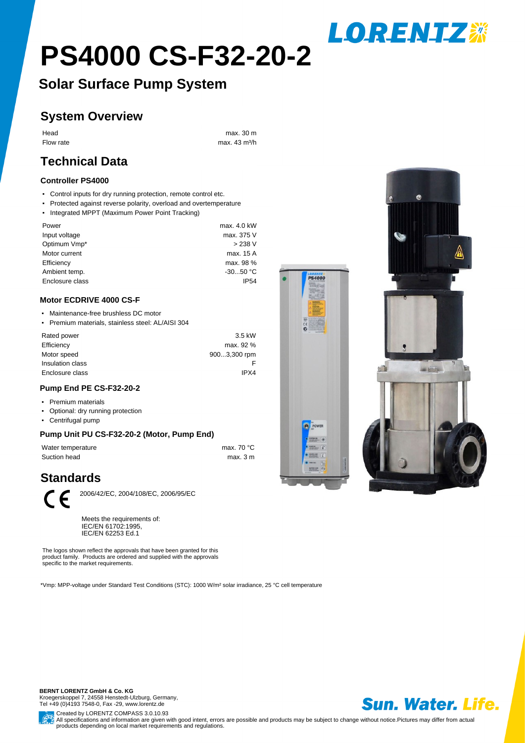# PS4000 CS-F32-20-2

## Solar Surface Pump System

## System Overview

| | |
|---|---|
| Head | max. 30 m |
| Flow rate | max. 43 m³/h |

## Technical Data

### Controller PS4000

- Control inputs for dry running protection, remote control etc.
- Protected against reverse polarity, overload and overtemperature
- Integrated MPPT (Maximum Power Point Tracking)

| | |
|---|---|
| Power | max. 4.0 kW |
| Input voltage | max. 375 V |
| Optimum Vmp* | > 238 V |
| Motor current | max. 15 A |
| Efficiency | max. 98 % |
| Ambient temp. | -30...50 °C |
| Enclosure class | IP54 |

### Motor ECDRIVE 4000 CS-F

- Maintenance-free brushless DC motor
- Premium materials, stainless steel: AL/AISI 304

| | |
|---|---|
| Rated power | 3.5 kW |
| Efficiency | max. 92 % |
| Motor speed | 900...3,300 rpm |
| Insulation class | F |
| Enclosure class | IPX4 |

### Pump End PE CS-F32-20-2

- Premium materials
- Optional: dry running protection
- Centrifugal pump

### Pump Unit PU CS-F32-20-2 (Motor, Pump End)

| | |
|---|---|
| Water temperature | max. 70 °C |
| Suction head | max. 3 m |

## Standards

CE 2006/42/EC, 2004/108/EC, 2006/95/EC

Meets the requirements of:
IEC/EN 61702:1995,
IEC/EN 62253 Ed.1

The logos shown reflect the approvals that have been granted for this product family. Products are ordered and supplied with the approvals specific to the market requirements.

*Vmp: MPP-voltage under Standard Test Conditions (STC): 1000 W/m² solar irradiance, 25 °C cell temperature

**BERNT LORENTZ GmbH & Co. KG**
Kroegerskoppel 7, 24558 Henstedt-Ulzburg, Germany,
Tel +49 (0)4193 7548-0, Fax -29, www.lorentz.de

Created by LORENTZ COMPASS 3.0.10.93
All specifications and information are given with good intent, errors are possible and products may be subject to change without notice.Pictures may differ from actual products depending on local market requirements and regulations.

Sun. Water. Life.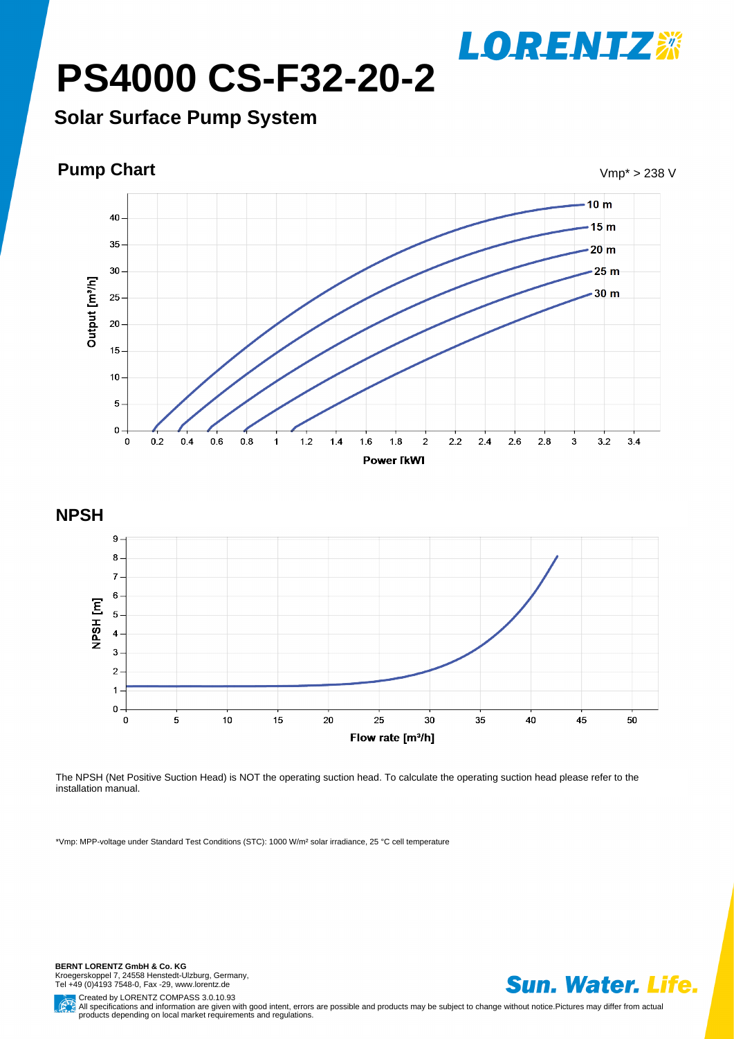# PS4000 CS-F32-20-2

## Solar Surface Pump System

### Pump Chart

Vmp* > 238 V

### NPSH

The NPSH (Net Positive Suction Head) is NOT the operating suction head. To calculate the operating suction head please refer to the installation manual.

*Vmp: MPP-voltage under Standard Test Conditions (STC): 1000 W/m² solar irradiance, 25 °C cell temperature

**BERNT LORENTZ GmbH & Co. KG**
Kroegerskoppel 7, 24558 Henstedt-Ulzburg, Germany,
Tel +49 (0)4193 7548-0, Fax -29, www.lorentz.de

**Sun. Water. Life.**

Created by LORENTZ COMPASS 3.0.10.93
All specifications and information are given with good intent, errors are possible and products may be subject to change without notice.Pictures may differ from actual products depending on local market requirements and regulations.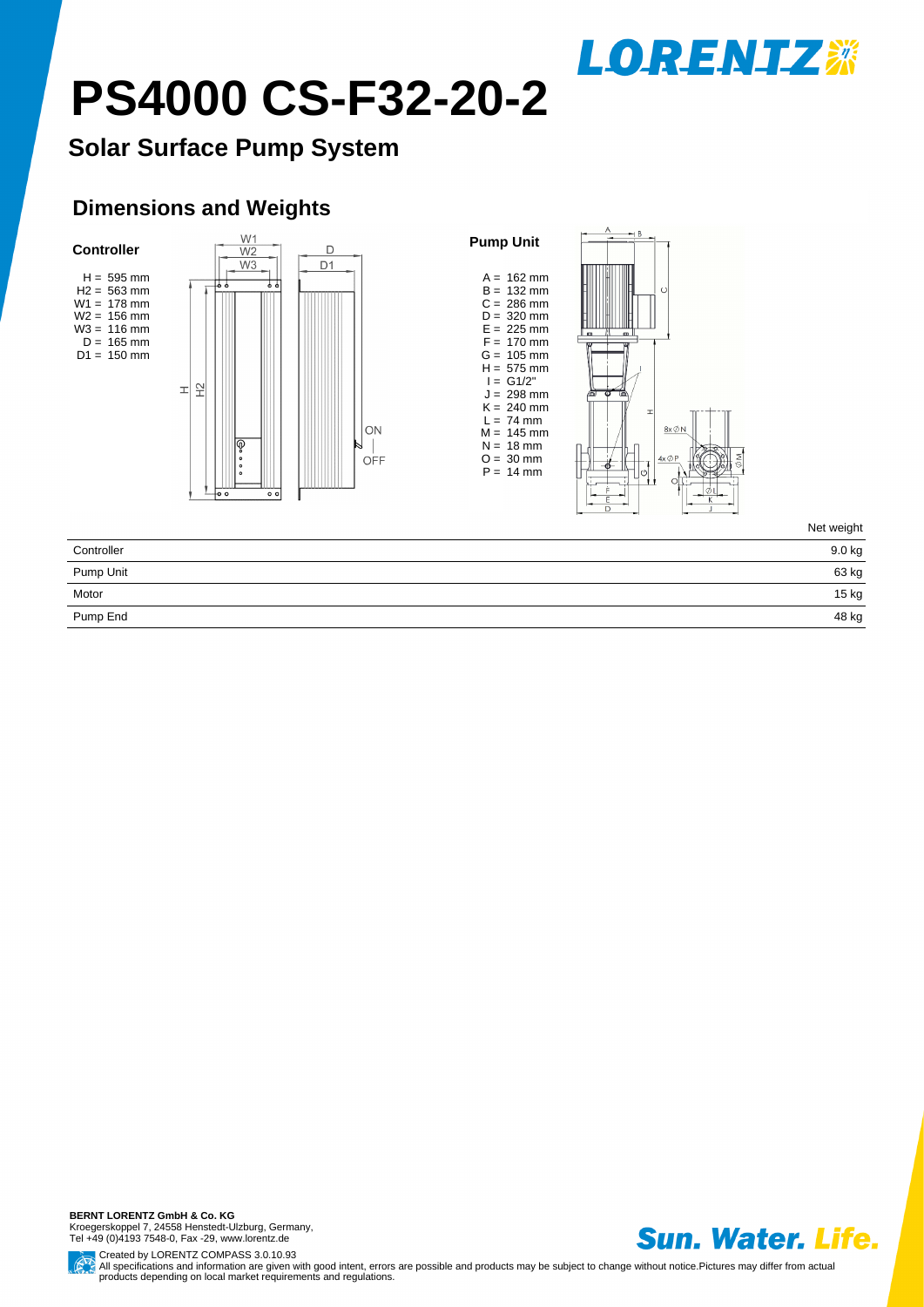# PS4000 CS-F32-20-2

## Solar Surface Pump System

## Dimensions and Weights

**Controller**

H = 595 mm
H2 = 563 mm
W1 = 178 mm
W2 = 156 mm
W3 = 116 mm
D = 165 mm
D1 = 150 mm

**Pump Unit**

A = 162 mm
B = 132 mm
C = 286 mm
D = 320 mm
E = 225 mm
F = 170 mm
G = 105 mm
H = 575 mm
I = G1/2"
J = 298 mm
K = 240 mm
L = 74 mm
M = 145 mm
N = 18 mm
O = 30 mm
P = 14 mm

| | Net weight |
|---|---|
| Controller | 9.0 kg |
| Pump Unit | 63 kg |
| Motor | 15 kg |
| Pump End | 48 kg |

**BERNT LORENTZ GmbH & Co. KG**
Kroegerskoppel 7, 24558 Henstedt-Ulzburg, Germany,
Tel +49 (0)4193 7548-0, Fax -29, www.lorentz.de

Created by LORENTZ COMPASS 3.0.10.93
All specifications and information are given with good intent, errors are possible and products may be subject to change without notice.Pictures may differ from actual products depending on local market requirements and regulations.

Sun. Water. Life.